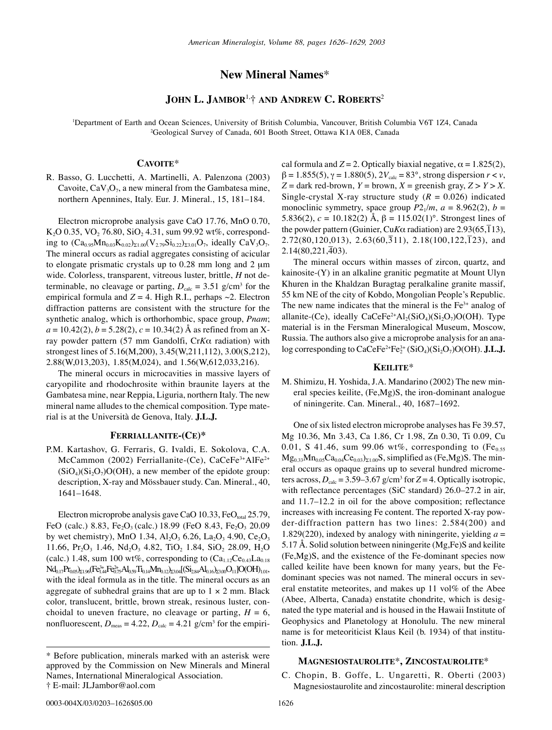# New Mineral Names*

## JOHN L. JAMBOR[1,†] AND ANDREW C. ROBERTS[2]

[1]Department of Earth and Ocean Sciences, University of British Columbia, Vancouver, British Columbia V6T 1Z4, Canada
[2]Geological Survey of Canada, 601 Booth Street, Ottawa K1A 0E8, Canada

### CAVOITE*

R. Basso, G. Lucchetti, A. Martinelli, A. Palenzona (2003) Cavoite, $CaV_3O_7$, a new mineral from the Gambatesa mine, northern Apennines, Italy. Eur. J. Mineral., 15, 181–184.

Electron microprobe analysis gave CaO 17.76, MnO 0.70, $K_2O$ 0.35, $VO_2$ 76.80, $SiO_2$ 4.31, sum 99.92 wt%, corresponding to $(Ca_{0.95}Mn_{0.03}K_{0.02})_{\Sigma 1.00}(V_{2.79}Si_{0.22})_{\Sigma 3.01}O_7$, ideally $CaV_3O_7$. The mineral occurs as radial aggregates consisting of acicular to elongate prismatic crystals up to 0.28 mm long and 2 μm wide. Colorless, transparent, vitreous luster, brittle, *H* not determinable, no cleavage or parting, $D_{calc}$ = 3.51 g/cm$^3$ for the empirical formula and *Z* = 4. High R.I., perhaps ~2. Electron diffraction patterns are consistent with the structure for the synthetic analog, which is orthorhombic, space group, *Pnam*; *a* = 10.42(2), *b* = 5.28(2), *c* = 10.34(2) Å as refined from an X-ray powder pattern (57 mm Gandolfi, Cr$K\alpha$ radiation) with strongest lines of 5.16(M,200), 3.45(W,211,112), 3.00(S,212), 2.88(W,013,203), 1.85(M,024), and 1.56(W,612,033,216).

The mineral occurs in microcavities in massive layers of caryopilite and rhodochrosite within braunite layers at the Gambatesa mine, near Reppia, Liguria, northern Italy. The new mineral name alludes to the chemical composition. Type material is at the Università de Genova, Italy. **J.L.J.**

### FERRIALLANITE-(CE)*

P.M. Kartashov, G. Ferraris, G. Ivaldi, E. Sokolova, C.A. McCammon (2002) Ferriallanite-(Ce), $CaCeFe^{3+}AlFe^{2+}(SiO_4)(Si_2O_7)O(OH)$, a new member of the epidote group: description, X-ray and Mössbauer study. Can. Mineral., 40, 1641–1648.

Electron microprobe analysis gave CaO 10.33, $FeO_{total}$ 25.79, FeO (calc.) 8.83, $Fe_2O_3$ (calc.) 18.99 (FeO 8.43, $Fe_2O_3$ 20.09 by wet chemistry), MnO 1.34, $Al_2O_3$ 6.26, $La_2O_3$ 4.90, $Ce_2O_3$ 11.66, $Pr_2O_3$ 1.46, $Nd_2O_3$ 4.82, $TiO_2$ 1.84, $SiO_2$ 28.09, $H_2O$ (calc.) 1.48, sum 100 wt%, corresponding to $(Ca_{1.12}Ce_{0.43}La_{0.18}Nd_{0.17}Pr_{0.05})_{\Sigma 1.96}(Fe^{3+}_{1.44}Fe^{2+}_{0.75}Al_{0.59}Ti_{0.14}Mn_{0.12})_{\Sigma 3.04}[(Si_{2.84}Al_{0.16})_{\Sigma 3.00}O_{11}]O(OH)_{1.01}$, with the ideal formula as in the title. The mineral occurs as an aggregate of subhedral grains that are up to 1 × 2 mm. Black color, translucent, brittle, brown streak, resinous luster, conchoidal to uneven fracture, no cleavage or parting, *H* = 6, nonfluorescent, $D_{meas}$ = 4.22, $D_{calc}$ = 4.21 g/cm$^3$ for the empirical formula and *Z* = 2. Optically biaxial negative, α = 1.825(2), β = 1.855(5), γ = 1.880(5), $2V_{calc}$ = 83°, strong dispersion *r* < *v*, *Z* = dark red-brown, *Y* = brown, *X* = greenish gray, *Z* > *Y* > *X*. Single-crystal X-ray structure study (*R* = 0.026) indicated monoclinic symmetry, space group $P2_1/m$, *a* = 8.962(2), *b* = 5.836(2), *c* = 10.182(2) Å, β = 115.02(1)°. Strongest lines of the powder pattern (Guinier, Cu$K\alpha$ radiation) are 2.93(65,$\bar{1}$13), 2.72(80,120,013), 2.63(60,$\bar{3}$11), 2.18(100,122,$\bar{1}$23), and 2.14(80,221,$\bar{4}$03).

The mineral occurs within masses of zircon, quartz, and kainosite-(Y) in an alkaline granitic pegmatite at Mount Ulyn Khuren in the Khaldzan Buragtag peralkaline granite massif, 55 km NE of the city of Kobdo, Mongolian People's Republic. The new name indicates that the mineral is the $Fe^{3+}$ analog of allanite-(Ce), ideally $CaCeFe^{2+}Al_2(SiO_4)(Si_2O_7)O(OH)$. Type material is in the Fersman Mineralogical Museum, Moscow, Russia. The authors also give a microprobe analysis for an analog corresponding to $CaCeFe^{2+}Fe^{3+}_2(SiO_4)(Si_2O_7)O(OH)$. **J.L.J.**

### KEILITE*

M. Shimizu, H. Yoshida, J.A. Mandarino (2002) The new mineral species keilite, (Fe,Mg)S, the iron-dominant analogue of niningerite. Can. Mineral., 40, 1687–1692.

One of six listed electron microprobe analyses has Fe 39.57, Mg 10.36, Mn 3.43, Ca 1.86, Cr 1.98, Zn 0.30, Ti 0.09, Cu 0.01, S 41.46, sum 99.06 wt%, corresponding to $(Fe_{0.55}Mg_{0.33}Mn_{0.05}Ca_{0.04}Ce_{0.03})_{\Sigma 1.00}S$, simplified as (Fe,Mg)S. The mineral occurs as opaque grains up to several hundred micrometers across, $D_{calc}$ = 3.59–3.67 g/cm$^3$ for *Z* = 4. Optically isotropic, with reflectance percentages (SiC standard) 26.0–27.2 in air, and 11.7–12.2 in oil for the above composition; reflectance increases with increasing Fe content. The reported X-ray powder-diffraction pattern has two lines: 2.584(200) and 1.829(220), indexed by analogy with niningerite, yielding *a* = 5.17 Å. Solid solution between niningerite (Mg,Fe)S and keilite (Fe,Mg)S, and the existence of the Fe-dominant species now called keilite have been known for many years, but the Fe-dominant species was not named. The mineral occurs in several enstatite meteorites, and makes up 11 vol% of the Abee (Abee, Alberta, Canada) enstatite chondrite, which is designated the type material and is housed in the Hawaii Institute of Geophysics and Planetology at Honolulu. The new mineral name is for meteoriticist Klaus Keil (b. 1934) of that institution. **J.L.J.**

### MAGNESIOSTAUROLITE*, ZINCOSTAUROLITE*

C. Chopin, B. Goffe, L. Ungaretti, R. Oberti (2003) Magnesiostaurolite and zincostaurolite: mineral description

---

\* Before publication, minerals marked with an asterisk were approved by the Commission on New Minerals and Mineral Names, International Mineralogical Association.
† E-mail: JLJambor@aol.com

0003-004X/03/0203–1626$05.00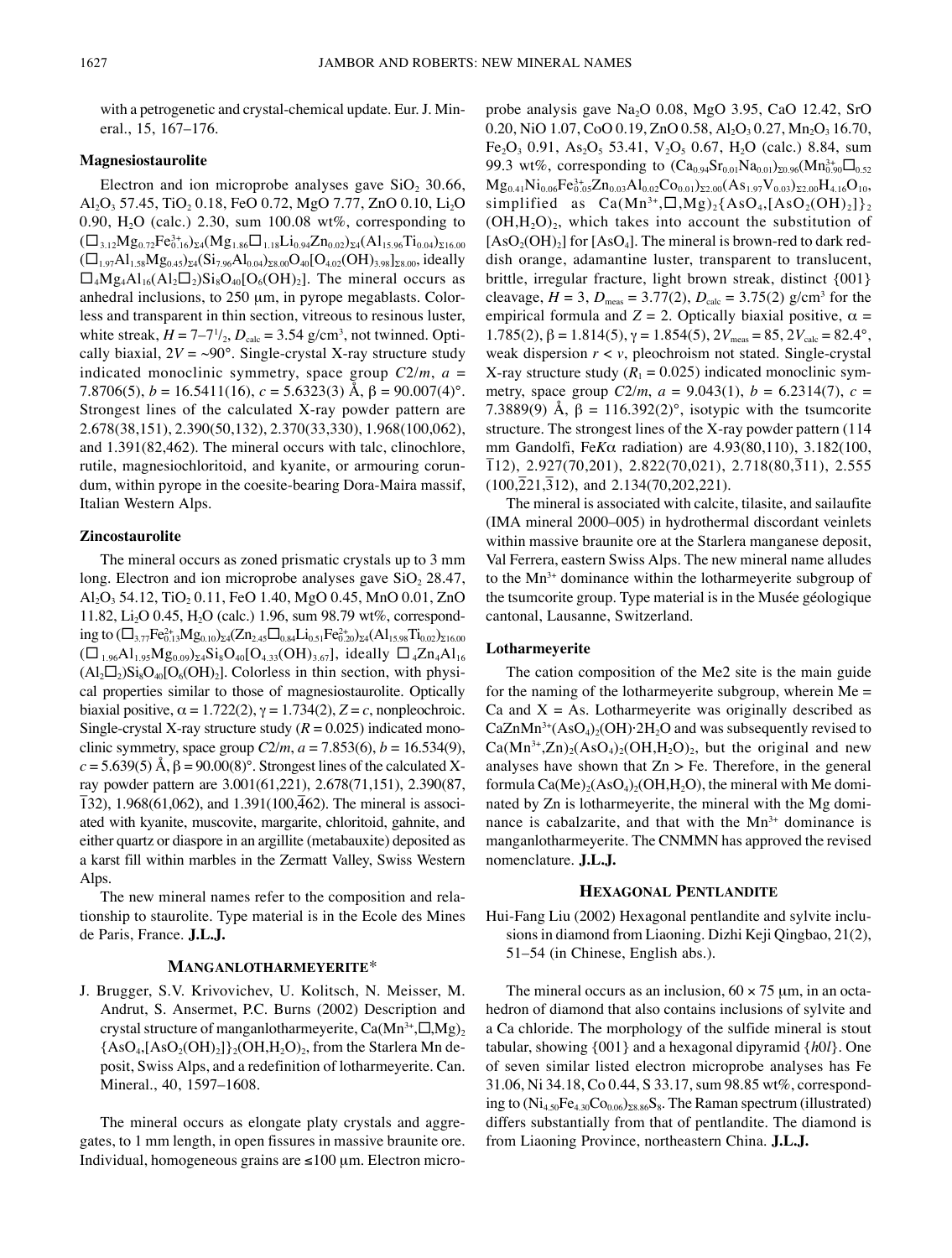with a petrogenetic and crystal-chemical update. Eur. J. Mineral., 15, 167–176.

### Magnesiostaurolite

Electron and ion microprobe analyses gave $SiO_2$ 30.66, $Al_2O_3$ 57.45, $TiO_2$ 0.18, FeO 0.72, MgO 7.77, ZnO 0.10, $Li_2O$ 0.90, $H_2O$ (calc.) 2.30, sum 100.08 wt%, corresponding to $(\square_{3.12}Mg_{0.72}Fe^{3+}_{0.16})_{\Sigma 4}(Mg_{1.86}\square_{1.18}Li_{0.94}Zn_{0.02})_{\Sigma 4}(Al_{15.96}Ti_{0.04})_{\Sigma 16.00}$ $(\square_{1.97}Al_{1.58}Mg_{0.45})_{\Sigma 4}(Si_{7.96}Al_{0.04})_{\Sigma 8.00}O_{40}[O_{4.02}(OH)_{3.98}]_{\Sigma 8.00}$, ideally $\square_4Mg_4Al_{16}(Al_2\square_2)Si_8O_{40}[O_6(OH)_2]$. The mineral occurs as anhedral inclusions, to 250 μm, in pyrope megablasts. Colorless and transparent in thin section, vitreous to resinous luster, white streak, $H = 7–7^1/_2$, $D_{calc}$ = 3.54 g/cm³, not twinned. Optically biaxial, $2V$ = ~90°. Single-crystal X-ray structure study indicated monoclinic symmetry, space group $C2/m$, $a$ = 7.8706(5), $b$ = 16.5411(16), $c$ = 5.6323(3) Å, β = 90.007(4)°. Strongest lines of the calculated X-ray powder pattern are 2.678(38,151), 2.390(50,132), 2.370(33,330), 1.968(100,062), and 1.391(82,462). The mineral occurs with talc, clinochlore, rutile, magnesiochloritoid, and kyanite, or armouring corundum, within pyrope in the coesite-bearing Dora-Maira massif, Italian Western Alps.

### Zincostaurolite

The mineral occurs as zoned prismatic crystals up to 3 mm long. Electron and ion microprobe analyses gave $SiO_2$ 28.47, $Al_2O_3$ 54.12, $TiO_2$ 0.11, FeO 1.40, MgO 0.45, MnO 0.01, ZnO 11.82, $Li_2O$ 0.45, $H_2O$ (calc.) 1.96, sum 98.79 wt%, corresponding to $(\square_{3.77}Fe^{2+}_{0.13}Mg_{0.10})_{\Sigma 4}(Zn_{2.45}\square_{0.84}Li_{0.51}Fe^{2+}_{0.20})_{\Sigma 4}(Al_{15.98}Ti_{0.02})_{\Sigma 16.00}$ $(\square_{1.96}Al_{1.95}Mg_{0.09})_{\Sigma 4}Si_8O_{40}[O_{4.33}(OH)_{3.67}]$, ideally $\square_4Zn_4Al_{16}$ $(Al_2\square_2)Si_8O_{40}[O_6(OH)_2]$. Colorless in thin section, with physical properties similar to those of magnesiostaurolite. Optically biaxial positive, α = 1.722(2), γ = 1.734(2), $Z = c$, nonpleochroic. Single-crystal X-ray structure study ($R$ = 0.025) indicated monoclinic symmetry, space group $C2/m$, $a$ = 7.853(6), $b$ = 16.534(9), $c$ = 5.639(5) Å, β = 90.00(8)°. Strongest lines of the calculated X-ray powder pattern are 3.001(61,221), 2.678(71,151), 2.390(87, $\bar{1}32$), 1.968(61,062), and 1.391(100,$\bar{4}62$). The mineral is associated with kyanite, muscovite, margarite, chloritoid, gahnite, and either quartz or diaspore in an argillite (metabauxite) deposited as a karst fill within marbles in the Zermatt Valley, Swiss Western Alps.

The new mineral names refer to the composition and relationship to staurolite. Type material is in the Ecole des Mines de Paris, France. **J.L.J.**

## Manganlotharmeyerite*

J. Brugger, S.V. Krivovichev, U. Kolitsch, N. Meisser, M. Andrut, S. Ansermet, P.C. Burns (2002) Description and crystal structure of manganlotharmeyerite, $Ca(Mn^{3+},\square,Mg)_2$ $\{AsO_4,[AsO_2(OH)_2]\}_2(OH,H_2O)_2$, from the Starlera Mn deposit, Swiss Alps, and a redefinition of lotharmeyerite. Can. Mineral., 40, 1597–1608.

The mineral occurs as elongate platy crystals and aggregates, to 1 mm length, in open fissures in massive braunite ore. Individual, homogeneous grains are ≤100 μm. Electron microprobe analysis gave $Na_2O$ 0.08, MgO 3.95, CaO 12.42, SrO 0.20, NiO 1.07, CoO 0.19, ZnO 0.58, $Al_2O_3$ 0.27, $Mn_2O_3$ 16.70, $Fe_2O_3$ 0.91, $As_2O_5$ 53.41, $V_2O_5$ 0.67, $H_2O$ (calc.) 8.84, sum 99.3 wt%, corresponding to $(Ca_{0.94}Sr_{0.01}Na_{0.01})_{\Sigma 0.96}(Mn^{3+}_{0.90}\square_{0.52}$ $Mg_{0.41}Ni_{0.06}Fe^{3+}_{0.05}Zn_{0.03}Al_{0.02}Co_{0.01})_{\Sigma 2.00}(As_{1.97}V_{0.03})_{\Sigma 2.00}H_{4.16}O_{10}$, simplified as $Ca(Mn^{3+},\square,Mg)_2\{AsO_4,[AsO_2(OH)_2]\}_2$ $(OH,H_2O)_2$, which takes into account the substitution of $[AsO_2(OH)_2]$ for $[AsO_4]$. The mineral is brown-red to dark reddish orange, adamantine luster, transparent to translucent, brittle, irregular fracture, light brown streak, distinct {001} cleavage, $H$ = 3, $D_{meas}$ = 3.77(2), $D_{calc}$ = 3.75(2) g/cm³ for the empirical formula and $Z$ = 2. Optically biaxial positive, α = 1.785(2), β = 1.814(5), γ = 1.854(5), $2V_{meas}$ = 85, $2V_{calc}$ = 82.4°, weak dispersion $r < v$, pleochroism not stated. Single-crystal X-ray structure study ($R_1$ = 0.025) indicated monoclinic symmetry, space group $C2/m$, $a$ = 9.043(1), $b$ = 6.2314(7), $c$ = 7.3889(9) Å, β = 116.392(2)°, isotypic with the tsumcorite structure. The strongest lines of the X-ray powder pattern (114 mm Gandolfi, Fe$K\alpha$ radiation) are 4.93(80,110), 3.182(100, $\bar{1}12$), 2.927(70,201), 2.822(70,021), 2.718(80,$\bar{3}11$), 2.555 (100,$\bar{2}21$,$\bar{3}12$), and 2.134(70,202,221).

The mineral is associated with calcite, tilasite, and sailaufite (IMA mineral 2000–005) in hydrothermal discordant veinlets within massive braunite ore at the Starlera manganese deposit, Val Ferrera, eastern Swiss Alps. The new mineral name alludes to the $Mn^{3+}$ dominance within the lotharmeyerite subgroup of the tsumcorite group. Type material is in the Musée géologique cantonal, Lausanne, Switzerland.

### Lotharmeyerite

The cation composition of the Me2 site is the main guide for the naming of the lotharmeyerite subgroup, wherein Me = Ca and X = As. Lotharmeyerite was originally described as $CaZnMn^{3+}(AsO_4)_2(OH)\cdot 2H_2O$ and was subsequently revised to $Ca(Mn^{3+},Zn)_2(AsO_4)_2(OH,H_2O)_2$, but the original and new analyses have shown that Zn > Fe. Therefore, in the general formula $Ca(Me)_2(AsO_4)_2(OH,H_2O)$, the mineral with Me dominated by Zn is lotharmeyerite, the mineral with the Mg dominance is cabalzarite, and that with the $Mn^{3+}$ dominance is manganlotharmeyerite. The CNMMN has approved the revised nomenclature. **J.L.J.**

## Hexagonal Pentlandite

Hui-Fang Liu (2002) Hexagonal pentlandite and sylvite inclusions in diamond from Liaoning. Dizhi Keji Qingbao, 21(2), 51–54 (in Chinese, English abs.).

The mineral occurs as an inclusion, 60 × 75 μm, in an octahedron of diamond that also contains inclusions of sylvite and a Ca chloride. The morphology of the sulfide mineral is stout tabular, showing {001} and a hexagonal dipyramid {$h0l$}. One of seven similar listed electron microprobe analyses has Fe 31.06, Ni 34.18, Co 0.44, S 33.17, sum 98.85 wt%, corresponding to $(Ni_{4.50}Fe_{4.30}Co_{0.06})_{\Sigma 8.86}S_8$. The Raman spectrum (illustrated) differs substantially from that of pentlandite. The diamond is from Liaoning Province, northeastern China. **J.L.J.**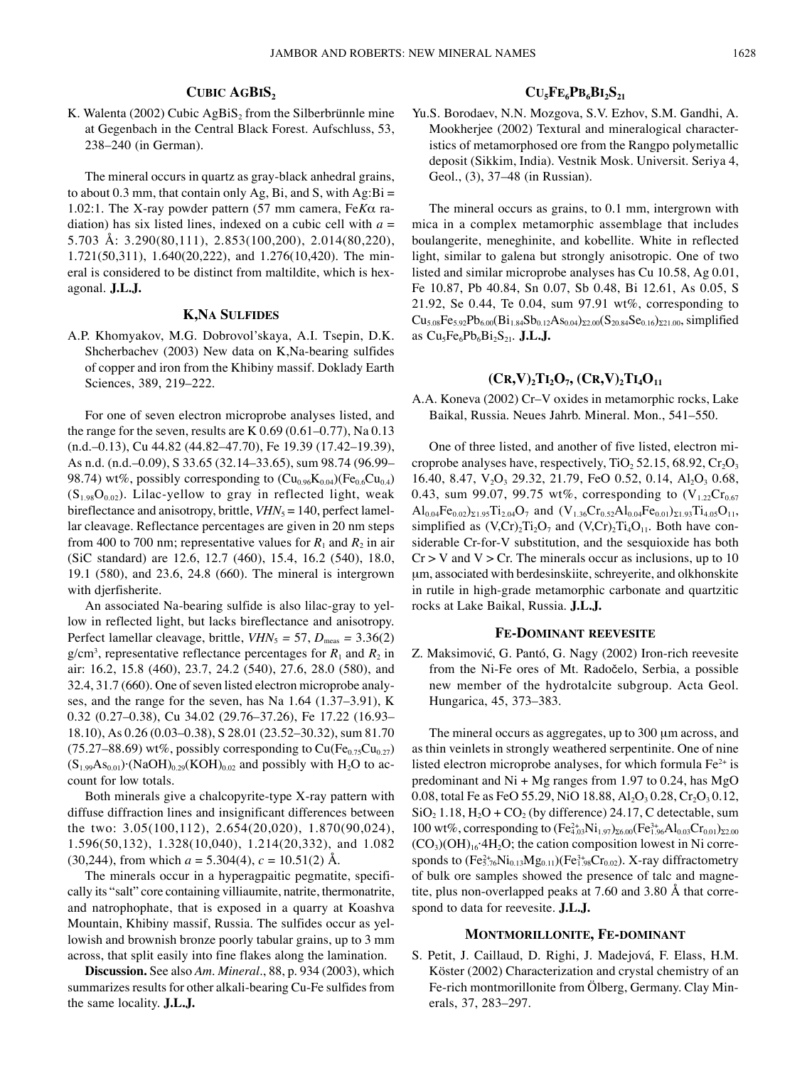## Cubic AgBiS$_2$

K. Walenta (2002) Cubic AgBiS$_2$ from the Silberbrünnle mine at Gegenbach in the Central Black Forest. Aufschluss, 53, 238–240 (in German).

The mineral occurs in quartz as gray-black anhedral grains, to about 0.3 mm, that contain only Ag, Bi, and S, with Ag:Bi = 1.02:1. The X-ray powder pattern (57 mm camera, Fe$K\alpha$ radiation) has six listed lines, indexed on a cubic cell with $a$ = 5.703 Å: 3.290(80,111), 2.853(100,200), 2.014(80,220), 1.721(50,311), 1.640(20,222), and 1.276(10,420). The mineral is considered to be distinct from maltildite, which is hexagonal. **J.L.J.**

## K,Na Sulfides

A.P. Khomyakov, M.G. Dobrovol'skaya, A.I. Tsepin, D.K. Shcherbachev (2003) New data on K,Na-bearing sulfides of copper and iron from the Khibiny massif. Doklady Earth Sciences, 389, 219–222.

For one of seven electron microprobe analyses listed, and the range for the seven, results are K 0.69 (0.61–0.77), Na 0.13 (n.d.–0.13), Cu 44.82 (44.82–47.70), Fe 19.39 (17.42–19.39), As n.d. (n.d.–0.09), S 33.65 (32.14–33.65), sum 98.74 (96.99–98.74) wt%, possibly corresponding to $(Cu_{0.96}K_{0.04})(Fe_{0.6}Cu_{0.4})(S_{1.98}O_{0.02})$. Lilac-yellow to gray in reflected light, weak bireflectance and anisotropy, brittle, $VHN_5$ = 140, perfect lamellar cleavage. Reflectance percentages are given in 20 nm steps from 400 to 700 nm; representative values for $R_1$ and $R_2$ in air (SiC standard) are 12.6, 12.7 (460), 15.4, 16.2 (540), 18.0, 19.1 (580), and 23.6, 24.8 (660). The mineral is intergrown with djerfisherite.

An associated Na-bearing sulfide is also lilac-gray to yellow in reflected light, but lacks bireflectance and anisotropy. Perfect lamellar cleavage, brittle, $VHN_5$ = 57, $D_{meas}$ = 3.36(2) g/cm$^3$, representative reflectance percentages for $R_1$ and $R_2$ in air: 16.2, 15.8 (460), 23.7, 24.2 (540), 27.6, 28.0 (580), and 32.4, 31.7 (660). One of seven listed electron microprobe analyses, and the range for the seven, has Na 1.64 (1.37–3.91), K 0.32 (0.27–0.38), Cu 34.02 (29.76–37.26), Fe 17.22 (16.93–18.10), As 0.26 (0.03–0.38), S 28.01 (23.52–30.32), sum 81.70 (75.27–88.69) wt%, possibly corresponding to $Cu(Fe_{0.75}Cu_{0.27})(S_{1.99}As_{0.01})\cdot(NaOH)_{0.29}(KOH)_{0.02}$ and possibly with $H_2O$ to account for low totals.

Both minerals give a chalcopyrite-type X-ray pattern with diffuse diffraction lines and insignificant differences between the two: 3.05(100,112), 2.654(20,020), 1.870(90,024), 1.596(50,132), 1.328(10,040), 1.214(20,332), and 1.082 (30,244), from which $a$ = 5.304(4), $c$ = 10.51(2) Å.

The minerals occur in a hyperagpaitic pegmatite, specifically its "salt" core containing villiaumite, natrite, thermonatrite, and natrophophate, that is exposed in a quarry at Koashva Mountain, Khibiny massif, Russia. The sulfides occur as yellowish and brownish bronze poorly tabular grains, up to 3 mm across, that split easily into fine flakes along the lamination.

**Discussion.** See also *Am. Mineral*., 88, p. 934 (2003), which summarizes results for other alkali-bearing Cu-Fe sulfides from the same locality. **J.L.J.**

## Cu$_5$Fe$_6$Pb$_6$Bi$_2$S$_{21}$

Yu.S. Borodaev, N.N. Mozgova, S.V. Ezhov, S.M. Gandhi, A. Mookherjee (2002) Textural and mineralogical characteristics of metamorphosed ore from the Rangpo polymetallic deposit (Sikkim, India). Vestnik Mosk. Universit. Seriya 4, Geol., (3), 37–48 (in Russian).

The mineral occurs as grains, to 0.1 mm, intergrown with mica in a complex metamorphic assemblage that includes boulangerite, meneghinite, and kobellite. White in reflected light, similar to galena but strongly anisotropic. One of two listed and similar microprobe analyses has Cu 10.58, Ag 0.01, Fe 10.87, Pb 40.84, Sn 0.07, Sb 0.48, Bi 12.61, As 0.05, S 21.92, Se 0.44, Te 0.04, sum 97.91 wt%, corresponding to $Cu_{5.08}Fe_{5.92}Pb_{6.00}(Bi_{1.84}Sb_{0.12}As_{0.04})_{\Sigma 2.00}(S_{20.84}Se_{0.16})_{\Sigma 21.00}$, simplified as $Cu_5Fe_6Pb_6Bi_2S_{21}$. **J.L.J.**

## (Cr,V)$_2$Ti$_2$O$_7$, (Cr,V)$_2$Ti$_4$O$_{11}$

A.A. Koneva (2002) Cr–V oxides in metamorphic rocks, Lake Baikal, Russia. Neues Jahrb. Mineral. Mon., 541–550.

One of three listed, and another of five listed, electron microprobe analyses have, respectively, $TiO_2$ 52.15, 68.92, $Cr_2O_3$ 16.40, 8.47, $V_2O_3$ 29.32, 21.79, FeO 0.52, 0.14, $Al_2O_3$ 0.68, 0.43, sum 99.07, 99.75 wt%, corresponding to $(V_{1.22}Cr_{0.67}Al_{0.04}Fe_{0.02})_{\Sigma 1.95}Ti_{2.04}O_7$ and $(V_{1.36}Cr_{0.52}Al_{0.04}Fe_{0.01})_{\Sigma 1.93}Ti_{4.05}O_{11}$, simplified as $(V,Cr)_2Ti_2O_7$ and $(V,Cr)_2Ti_4O_{11}$. Both have considerable Cr-for-V substitution, and the sesquioxide has both Cr > V and V > Cr. The minerals occur as inclusions, up to 10 μm, associated with berdesinskiite, schreyerite, and olkhonskite in rutile in high-grade metamorphic carbonate and quartzitic rocks at Lake Baikal, Russia. **J.L.J.**

## Fe-dominant reevesite

Z. Maksimović, G. Pantó, G. Nagy (2002) Iron-rich reevesite from the Ni-Fe ores of Mt. Radočelo, Serbia, a possible new member of the hydrotalcite subgroup. Acta Geol. Hungarica, 45, 373–383.

The mineral occurs as aggregates, up to 300 μm across, and as thin veinlets in strongly weathered serpentinite. One of nine listed electron microprobe analyses, for which formula $Fe^{2+}$ is predominant and Ni + Mg ranges from 1.97 to 0.24, has MgO 0.08, total Fe as FeO 55.29, NiO 18.88, $Al_2O_3$ 0.28, $Cr_2O_3$ 0.12, $SiO_2$ 1.18, $H_2O + CO_2$ (by difference) 24.17, C detectable, sum 100 wt%, corresponding to $(Fe^{2+}_{4.03}Ni_{1.97})_{\Sigma 6.00}(Fe^{3+}_{1.96}Al_{0.03}Cr_{0.01})_{\Sigma 2.00}(CO_3)(OH)_{16}\cdot 4H_2O$; the cation composition lowest in Ni corresponds to $(Fe^{2+}_{5.76}Ni_{0.13}Mg_{0.11})(Fe^{3+}_{1.98}Cr_{0.02})$. X-ray diffractometry of bulk ore samples showed the presence of talc and magnetite, plus non-overlapped peaks at 7.60 and 3.80 Å that correspond to data for reevesite. **J.L.J.**

## Montmorillonite, Fe-dominant

S. Petit, J. Caillaud, D. Righi, J. Madejová, F. Elass, H.M. Köster (2002) Characterization and crystal chemistry of an Fe-rich montmorillonite from Ölberg, Germany. Clay Minerals, 37, 283–297.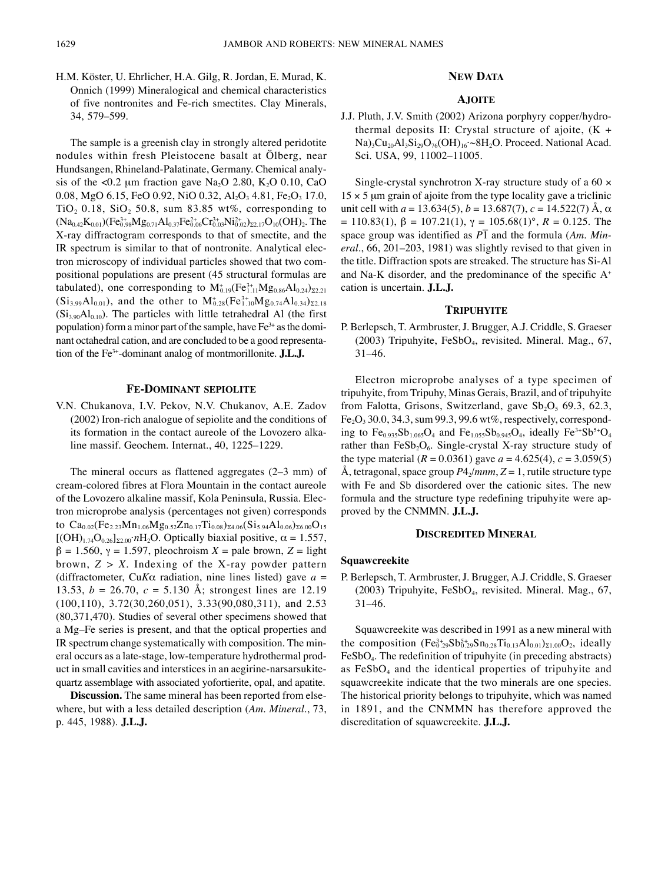H.M. Köster, U. Ehrlicher, H.A. Gilg, R. Jordan, E. Murad, K. Onnich (1999) Mineralogical and chemical characteristics of five nontronites and Fe-rich smectites. Clay Minerals, 34, 579–599.

The sample is a greenish clay in strongly altered peridotite nodules within fresh Pleistocene basalt at Ölberg, near Hundsangen, Rhineland-Palatinate, Germany. Chemical analysis of the <0.2 μm fraction gave $Na_2O$ 2.80, $K_2O$ 0.10, CaO 0.08, MgO 6.15, FeO 0.92, NiO 0.32, $Al_2O_3$ 4.81, $Fe_2O_3$ 17.0, $TiO_2$ 0.18, $SiO_2$ 50.8, sum 83.85 wt%, corresponding to $(Na_{0.42}K_{0.01})(Fe^{3+}_{0.98}Mg_{0.71}Al_{0.37}Fe^{2+}_{0.06}Cr^{3+}_{0.03}Ni^{2+}_{0.02})_{\Sigma 2.17}O_{10}(OH)_2$. The X-ray diffractogram corresponds to that of smectite, and the IR spectrum is similar to that of nontronite. Analytical electron microscopy of individual particles showed that two compositional populations are present (45 structural formulas are tabulated), one corresponding to $M^+_{0.19}(Fe^{3+}_{1.11}Mg_{0.86}Al_{0.24})_{\Sigma 2.21}(Si_{3.99}Al_{0.01})$, and the other to $M^+_{0.28}(Fe^{3+}_{1.10}Mg_{0.74}Al_{0.34})_{\Sigma 2.18}(Si_{3.90}Al_{0.10})$. The particles with little tetrahedral Al (the first population) form a minor part of the sample, have $Fe^{3+}$ as the dominant octahedral cation, and are concluded to be a good representation of the $Fe^{3+}$-dominant analog of montmorillonite. **J.L.J.**

## Fe-Dominant Sepiolite

V.N. Chukanova, I.V. Pekov, N.V. Chukanov, A.E. Zadov (2002) Iron-rich analogue of sepiolite and the conditions of its formation in the contact aureole of the Lovozero alkaline massif. Geochem. Internat., 40, 1225–1229.

The mineral occurs as flattened aggregates (2–3 mm) of cream-colored fibres at Flora Mountain in the contact aureole of the Lovozero alkaline massif, Kola Peninsula, Russia. Electron microprobe analysis (percentages not given) corresponds to $Ca_{0.02}(Fe_{2.23}Mn_{1.06}Mg_{0.52}Zn_{0.17}Ti_{0.08})_{\Sigma 4.06}(Si_{5.94}Al_{0.06})_{\Sigma 6.00}O_{15}[(OH)_{1.74}O_{0.26}]_{\Sigma 2.00}\cdot nH_2O$. Optically biaxial positive, $\alpha$ = 1.557, $\beta$ = 1.560, $\gamma$ = 1.597, pleochroism *X* = pale brown, *Z* = light brown, *Z* > *X*. Indexing of the X-ray powder pattern (diffractometer, Cu$K\alpha$ radiation, nine lines listed) gave *a* = 13.53, *b* = 26.70, *c* = 5.130 Å; strongest lines are 12.19 (100,110), 3.72(30,260,051), 3.33(90,080,311), and 2.53 (80,371,470). Studies of several other specimens showed that a Mg–Fe series is present, and that the optical properties and IR spectrum change systematically with composition. The mineral occurs as a late-stage, low-temperature hydrothermal product in small cavities and interstices in an aegirine-narsarsukite-quartz assemblage with associated yofortierite, opal, and apatite.

**Discussion.** The same mineral has been reported from elsewhere, but with a less detailed description (*Am. Mineral*., 73, p. 445, 1988). **J.L.J.**

# New Data

## Ajoite

J.J. Pluth, J.V. Smith (2002) Arizona porphyry copper/hydrothermal deposits II: Crystal structure of ajoite, $(K + Na)_3Cu_{20}Al_3Si_{29}O_{76}(OH)_{16}\cdot{\sim}8H_2O$. Proceed. National Acad. Sci. USA, 99, 11002–11005.

Single-crystal synchrotron X-ray structure study of a 60 × 15 × 5 μm grain of ajoite from the type locality gave a triclinic unit cell with *a* = 13.634(5), *b* = 13.687(7), *c* = 14.522(7) Å, $\alpha$ = 110.83(1), $\beta$ = 107.21(1), $\gamma$ = 105.68(1)°, *R* = 0.125. The space group was identified as $P\bar{1}$ and the formula (*Am. Mineral*., 66, 201–203, 1981) was slightly revised to that given in the title. Diffraction spots are streaked. The structure has Si-Al and Na-K disorder, and the predominance of the specific $A^+$ cation is uncertain. **J.L.J.**

## Tripuhyite

P. Berlepsch, T. Armbruster, J. Brugger, A.J. Criddle, S. Graeser (2003) Tripuhyite, $FeSbO_4$, revisited. Mineral. Mag., 67, 31–46.

Electron microprobe analyses of a type specimen of tripuhyite, from Tripuhy, Minas Gerais, Brazil, and of tripuhyite from Falotta, Grisons, Switzerland, gave $Sb_2O_5$ 69.3, 62.3, $Fe_2O_3$ 30.0, 34.3, sum 99.3, 99.6 wt%, respectively, corresponding to $Fe_{0.935}Sb_{1.065}O_4$ and $Fe_{1.055}Sb_{0.945}O_4$, ideally $Fe^{3+}Sb^{5+}O_4$ rather than $FeSb_2O_6$. Single-crystal X-ray structure study of the type material (*R* = 0.0361) gave *a* = 4.625(4), *c* = 3.059(5) Å, tetragonal, space group $P4_2/mnm$, *Z* = 1, rutile structure type with Fe and Sb disordered over the cationic sites. The new formula and the structure type redefining tripuhyite were approved by the CNMMN. **J.L.J.**

# Discredited Mineral

### Squawcreekite

P. Berlepsch, T. Armbruster, J. Brugger, A.J. Criddle, S. Graeser (2003) Tripuhyite, $FeSbO_4$, revisited. Mineral. Mag., 67, 31–46.

Squawcreekite was described in 1991 as a new mineral with the composition $(Fe^{3+}_{0.29}Sb^{5+}_{0.29}Sn_{0.28}Ti_{0.13}Al_{0.01})_{\Sigma 1.00}O_2$, ideally $FeSbO_4$. The redefinition of tripuhyite (in preceding abstracts) as $FeSbO_4$ and the identical properties of tripuhyite and squawcreekite indicate that the two minerals are one species. The historical priority belongs to tripuhyite, which was named in 1891, and the CNMMN has therefore approved the discreditation of squawcreekite. **J.L.J.**